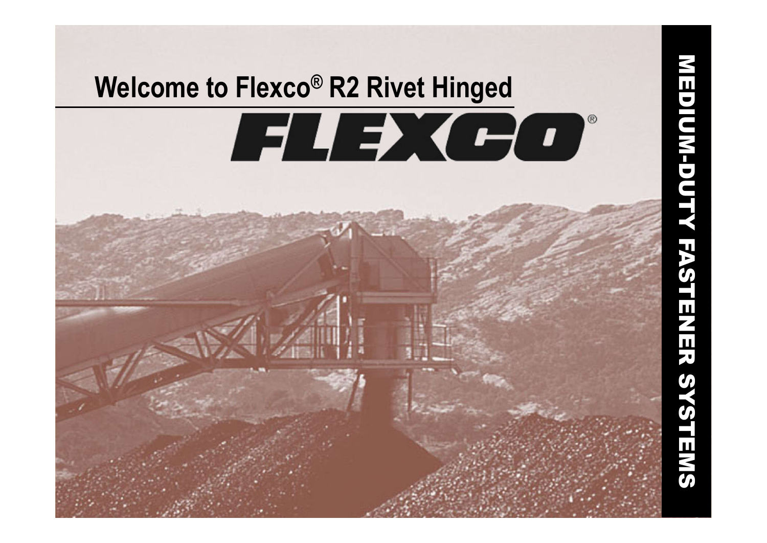# Welcome to Flexco® R2 Rivet Hinged

FLEXCO®

MEDIUM-DUTY FASTENER SYSTEMS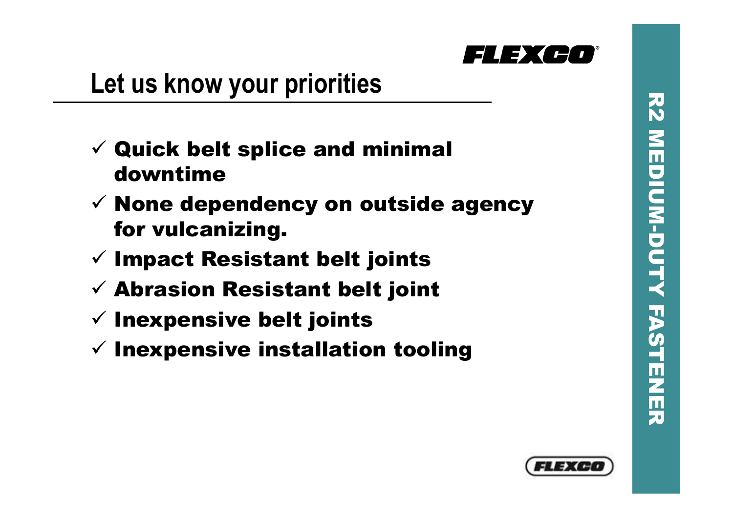# Let us know your priorities

- ✓ **Quick belt splice and minimal downtime**
- ✓ **None dependency on outside agency for vulcanizing.**
- ✓ **Impact Resistant belt joints**
- ✓ **Abrasion Resistant belt joint**
- ✓ **Inexpensive belt joints**
- ✓ **Inexpensive installation tooling**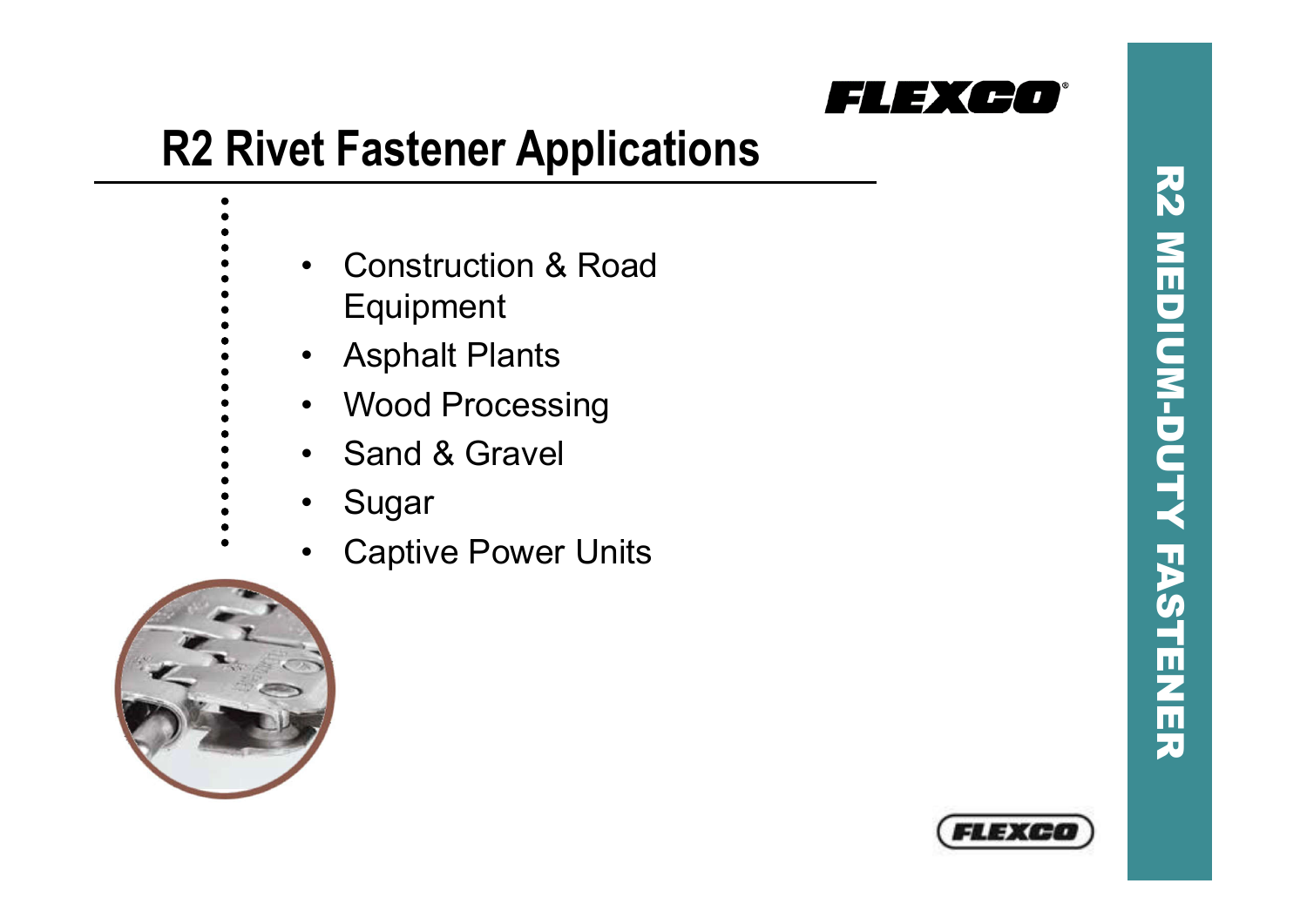# R2 Rivet Fastener Applications

- Construction & Road Equipment
- Asphalt Plants
- Wood Processing
- Sand & Gravel
- Sugar
- Captive Power Units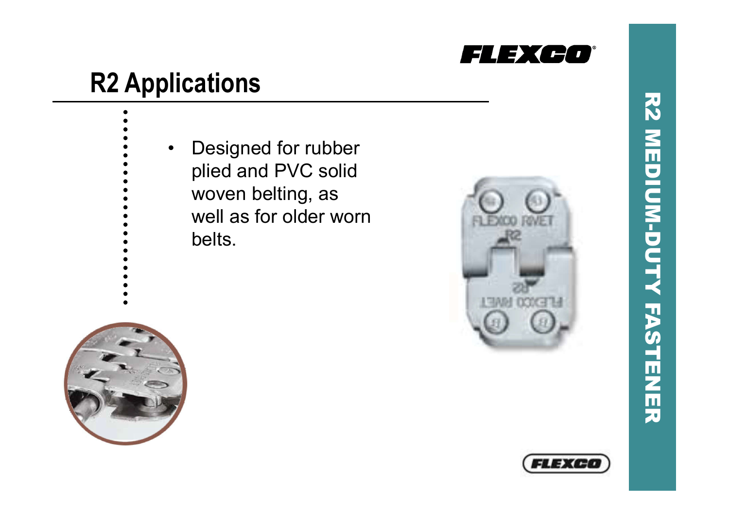# R2 Applications

- Designed for rubber plied and PVC solid woven belting, as well as for older worn belts.

R2 MEDIUM-DUTY FASTENER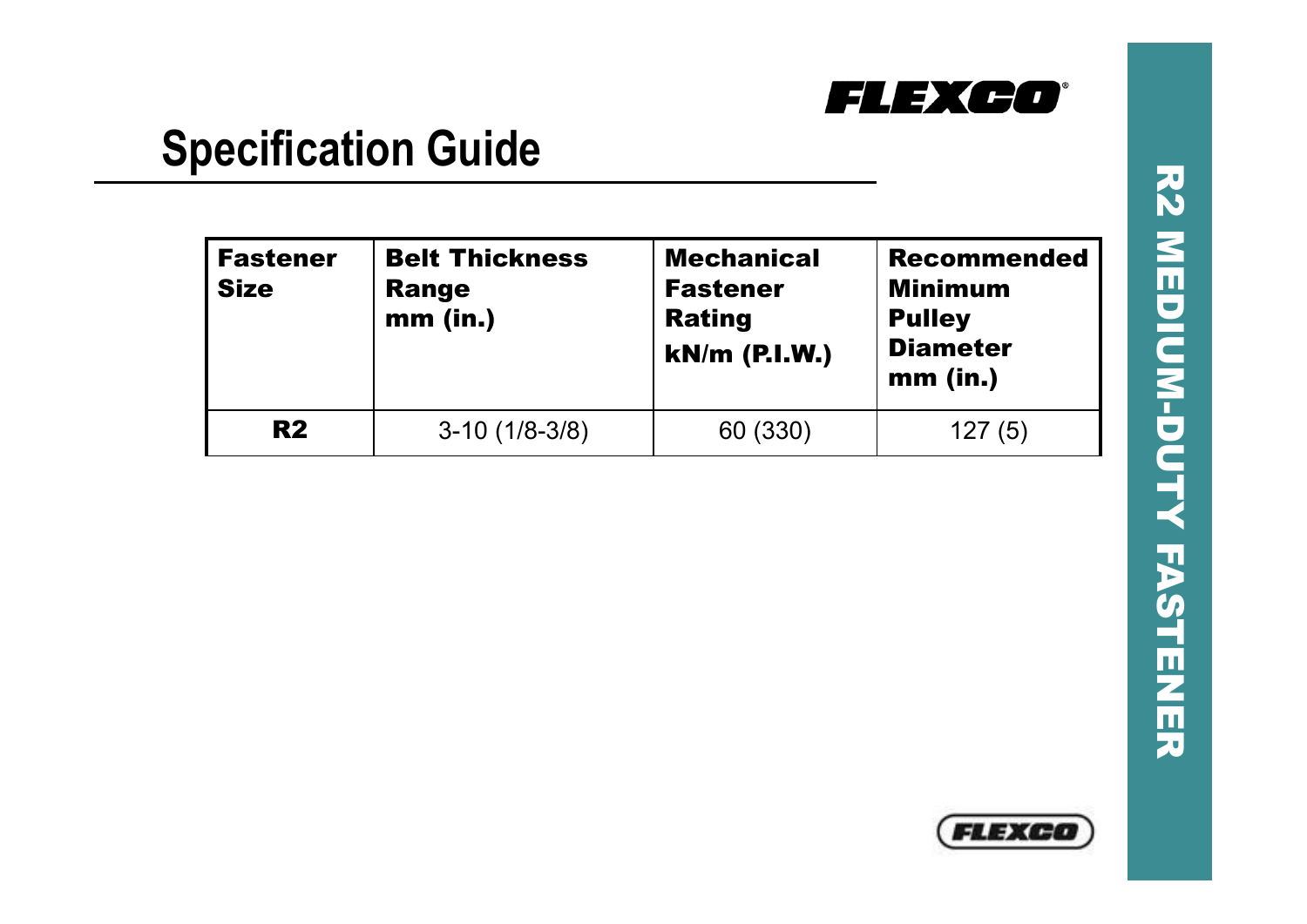# Specification Guide

| Fastener Size | Belt Thickness Range mm (in.) | Mechanical Fastener Rating kN/m (P.I.W.) | Recommended Minimum Pulley Diameter mm (in.) |
|---|---|---|---|
| **R2** | 3-10 (1/8-3/8) | 60 (330) | 127 (5) |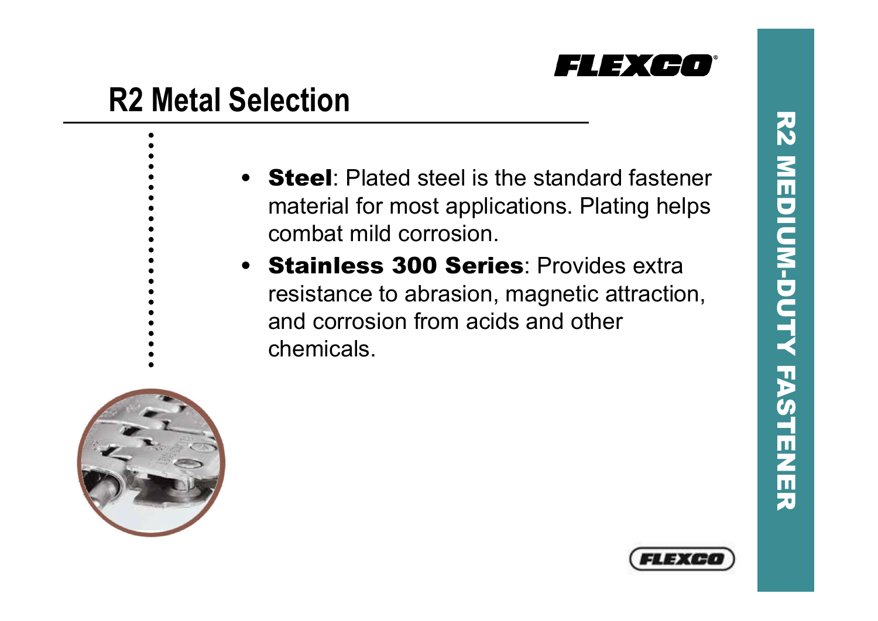# R2 Metal Selection

- **Steel**: Plated steel is the standard fastener material for most applications. Plating helps combat mild corrosion.
- **Stainless 300 Series**: Provides extra resistance to abrasion, magnetic attraction, and corrosion from acids and other chemicals.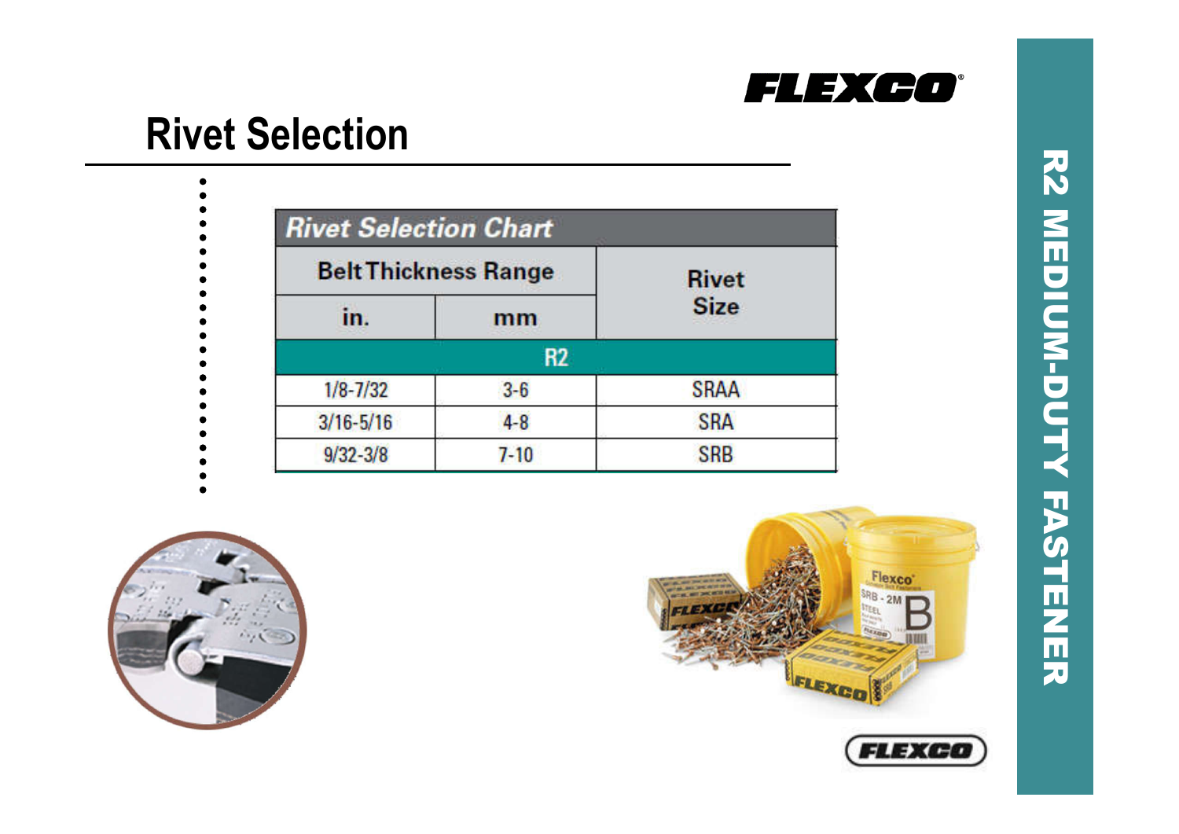# Rivet Selection

| Rivet Selection Chart | | |
|---|---|---|
| Belt Thickness Range | | Rivet Size |
| in. | mm | |
| R2 | | |
| 1/8-7/32 | 3-6 | SRAA |
| 3/16-5/16 | 4-8 | SRA |
| 9/32-3/8 | 7-10 | SRB |

R2 MEDIUM-DUTY FASTENER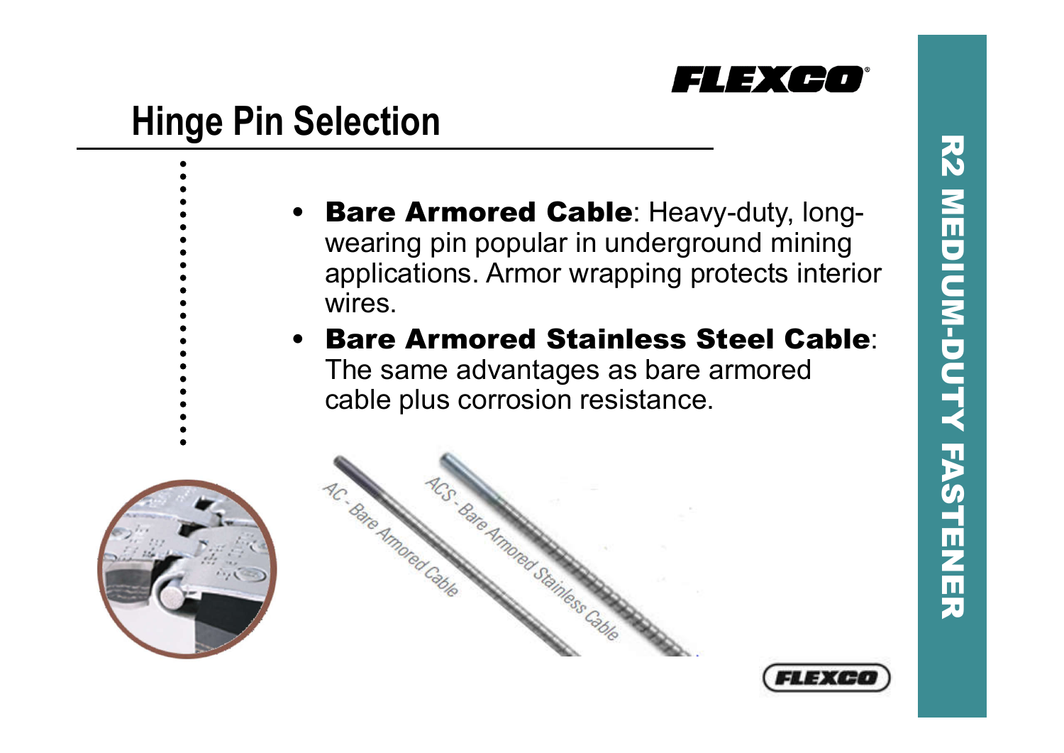# Hinge Pin Selection

- **Bare Armored Cable**: Heavy-duty, long-wearing pin popular in underground mining applications. Armor wrapping protects interior wires.
- **Bare Armored Stainless Steel Cable**: The same advantages as bare armored cable plus corrosion resistance.

AC - Bare Armored Cable

ACS - Bare Armored Stainless Cable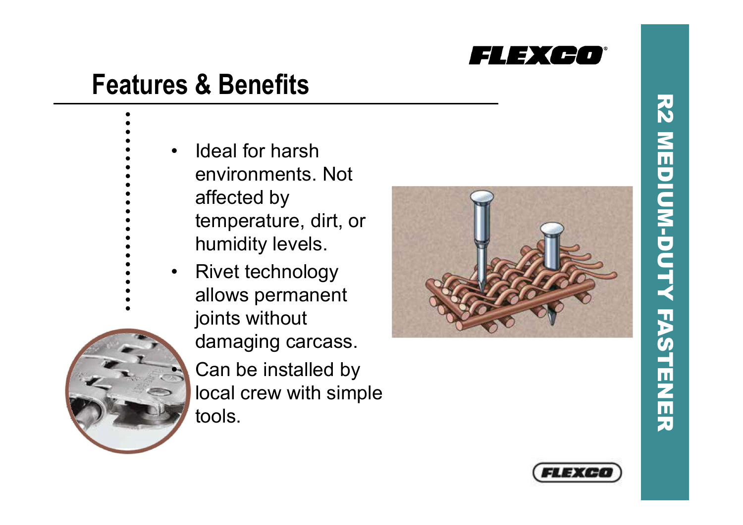# Features & Benefits

- Ideal for harsh environments. Not affected by temperature, dirt, or humidity levels.
- Rivet technology allows permanent joints without damaging carcass.
- Can be installed by local crew with simple tools.

R2 MEDIUM-DUTY FASTENER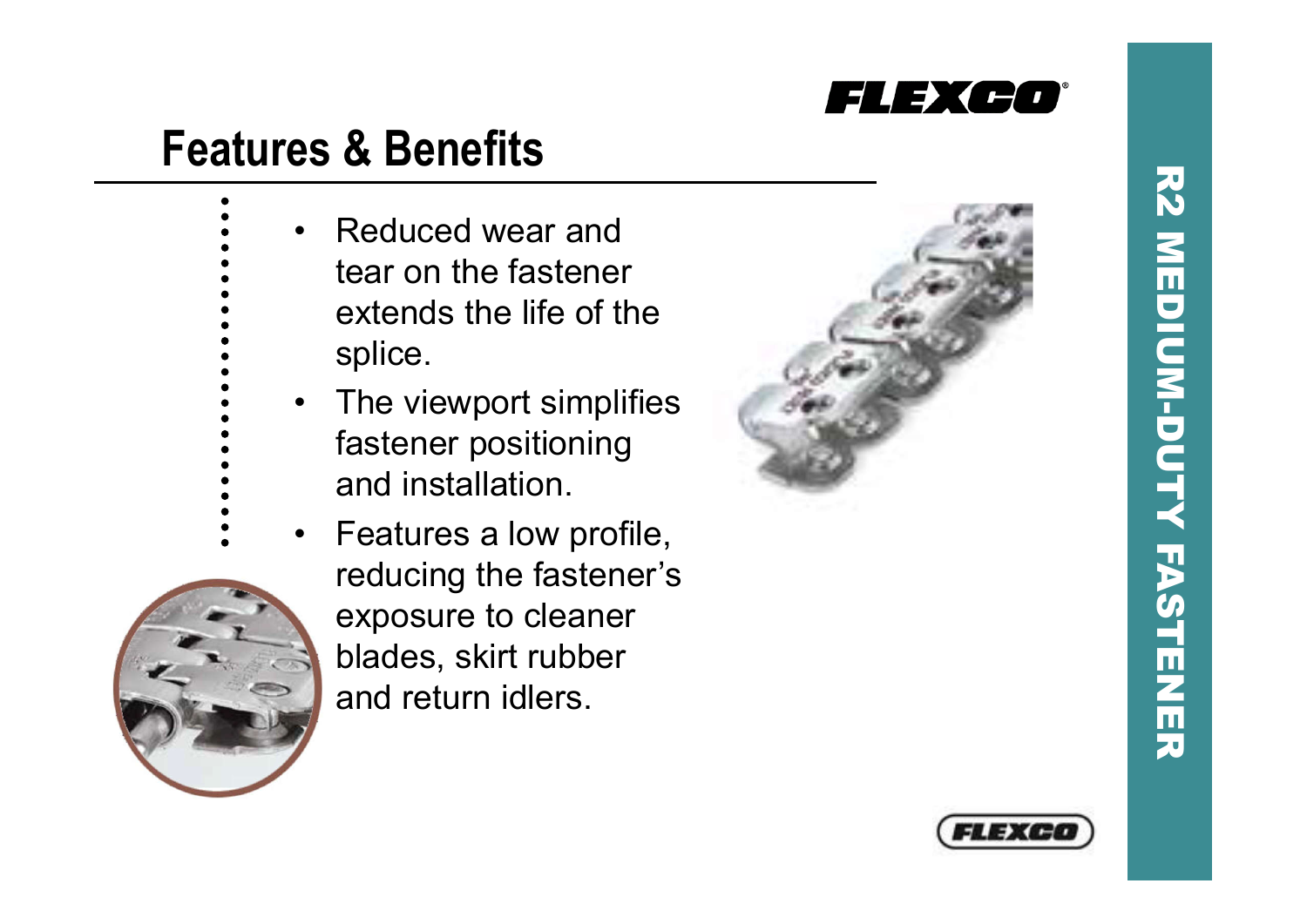# Features & Benefits

- Reduced wear and tear on the fastener extends the life of the splice.
- The viewport simplifies fastener positioning and installation.
- Features a low profile, reducing the fastener's exposure to cleaner blades, skirt rubber and return idlers.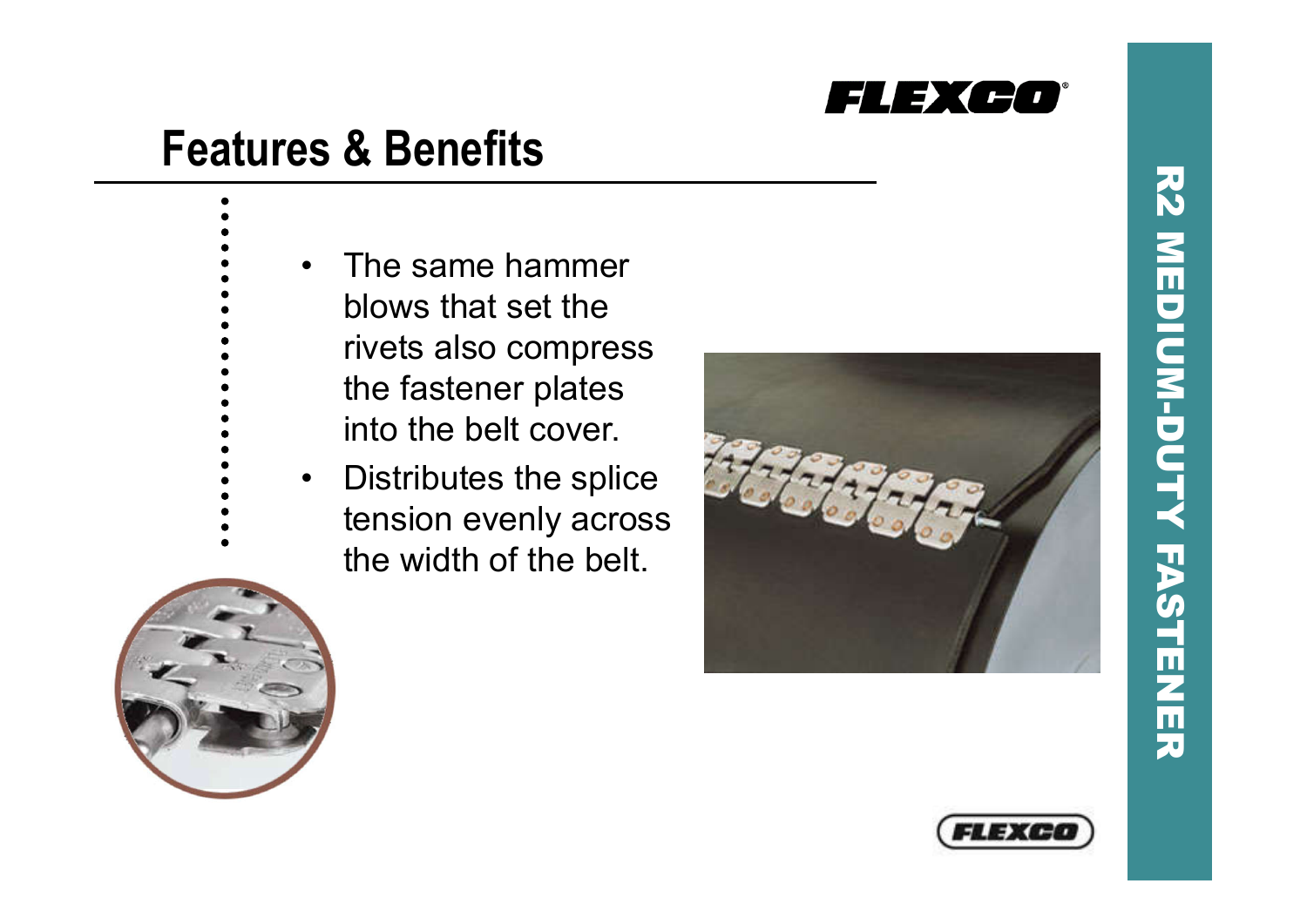## Features & Benefits

- The same hammer blows that set the rivets also compress the fastener plates into the belt cover.
- Distributes the splice tension evenly across the width of the belt.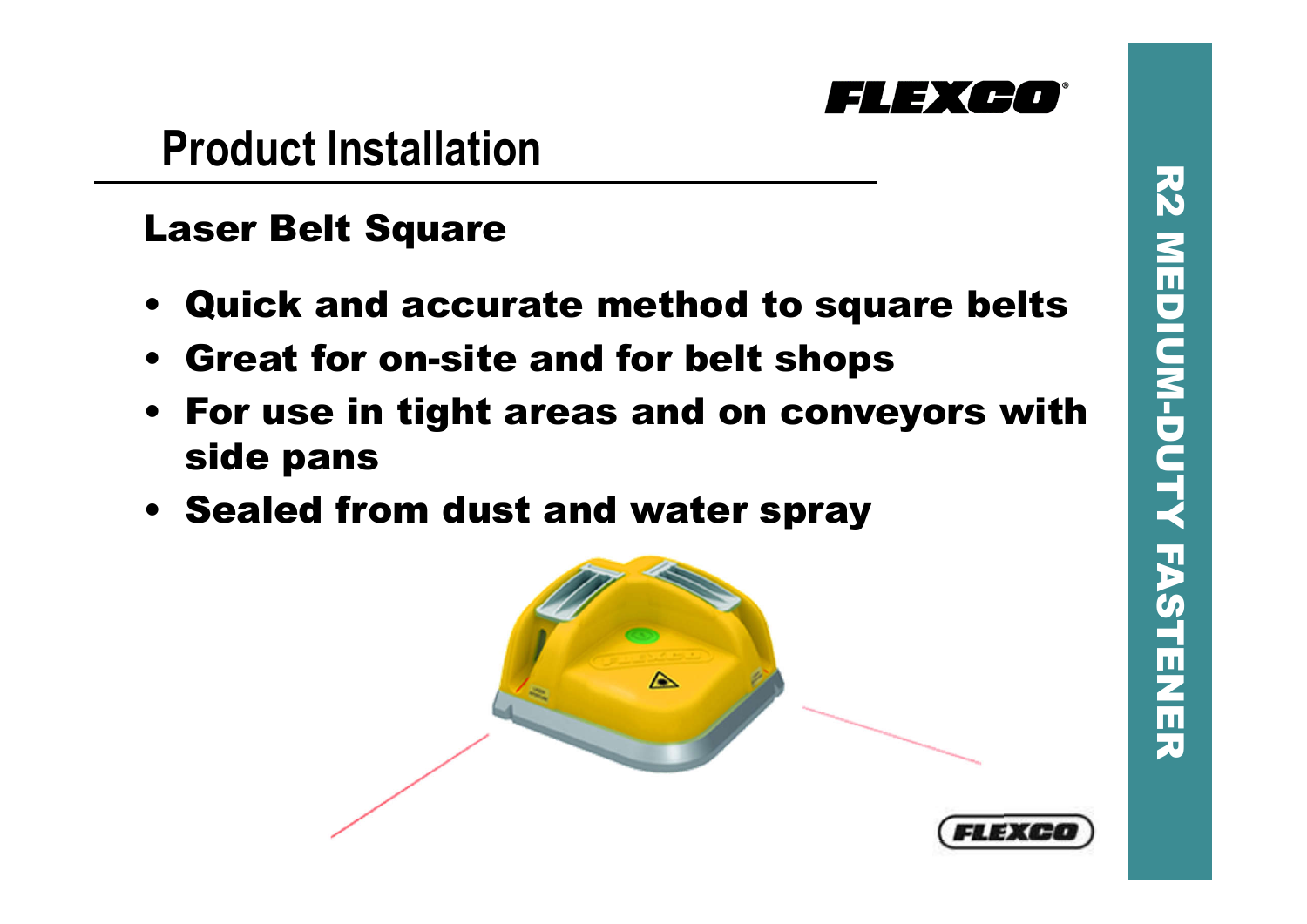# Product Installation

## Laser Belt Square

- Quick and accurate method to square belts
- Great for on-site and for belt shops
- For use in tight areas and on conveyors with side pans
- Sealed from dust and water spray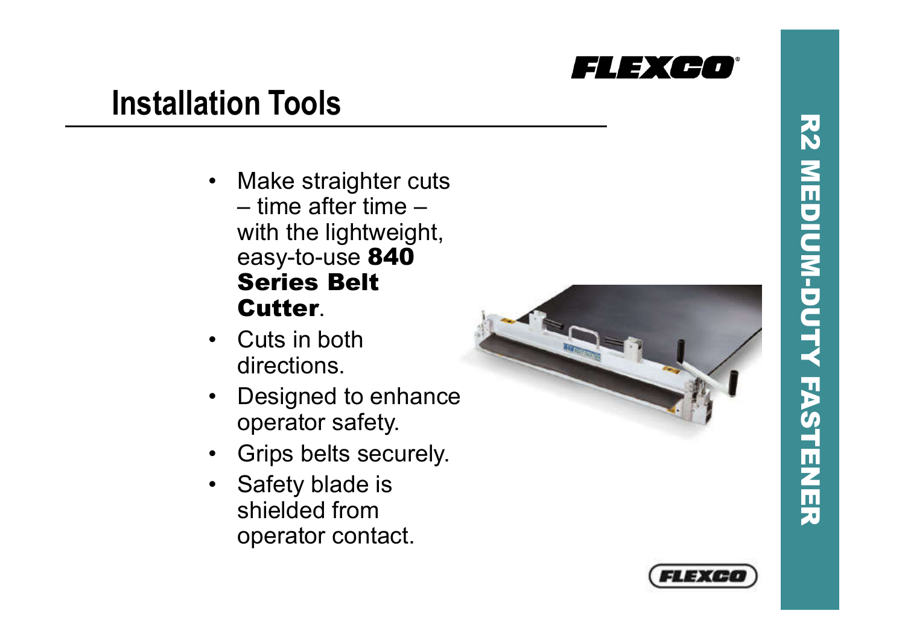# Installation Tools

- Make straighter cuts – time after time – with the lightweight, easy-to-use **840 Series Belt Cutter**.
- Cuts in both directions.
- Designed to enhance operator safety.
- Grips belts securely.
- Safety blade is shielded from operator contact.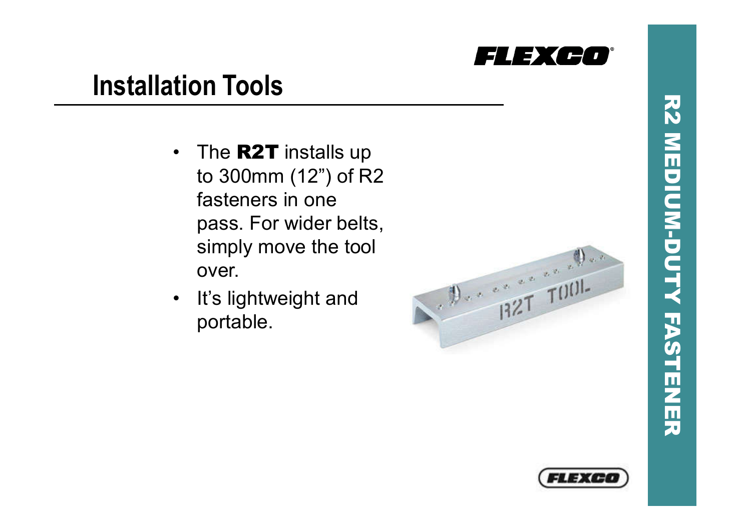# Installation Tools

- The **R2T** installs up to 300mm (12”) of R2 fasteners in one pass. For wider belts, simply move the tool over.
- It’s lightweight and portable.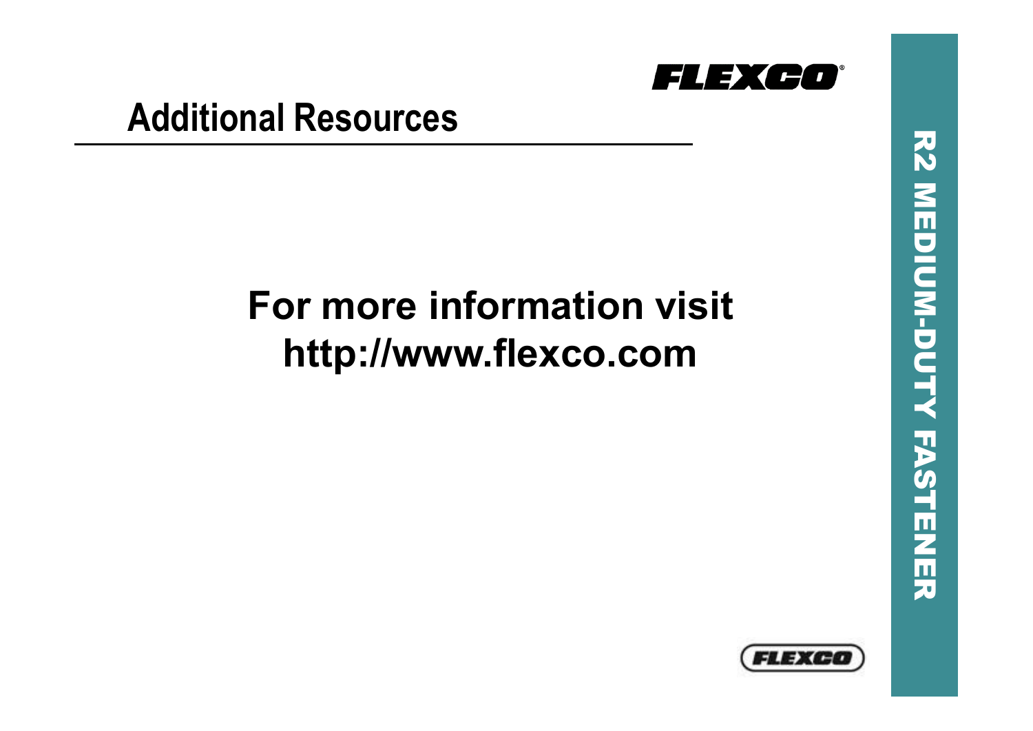# Additional Resources

**For more information visit http://www.flexco.com**